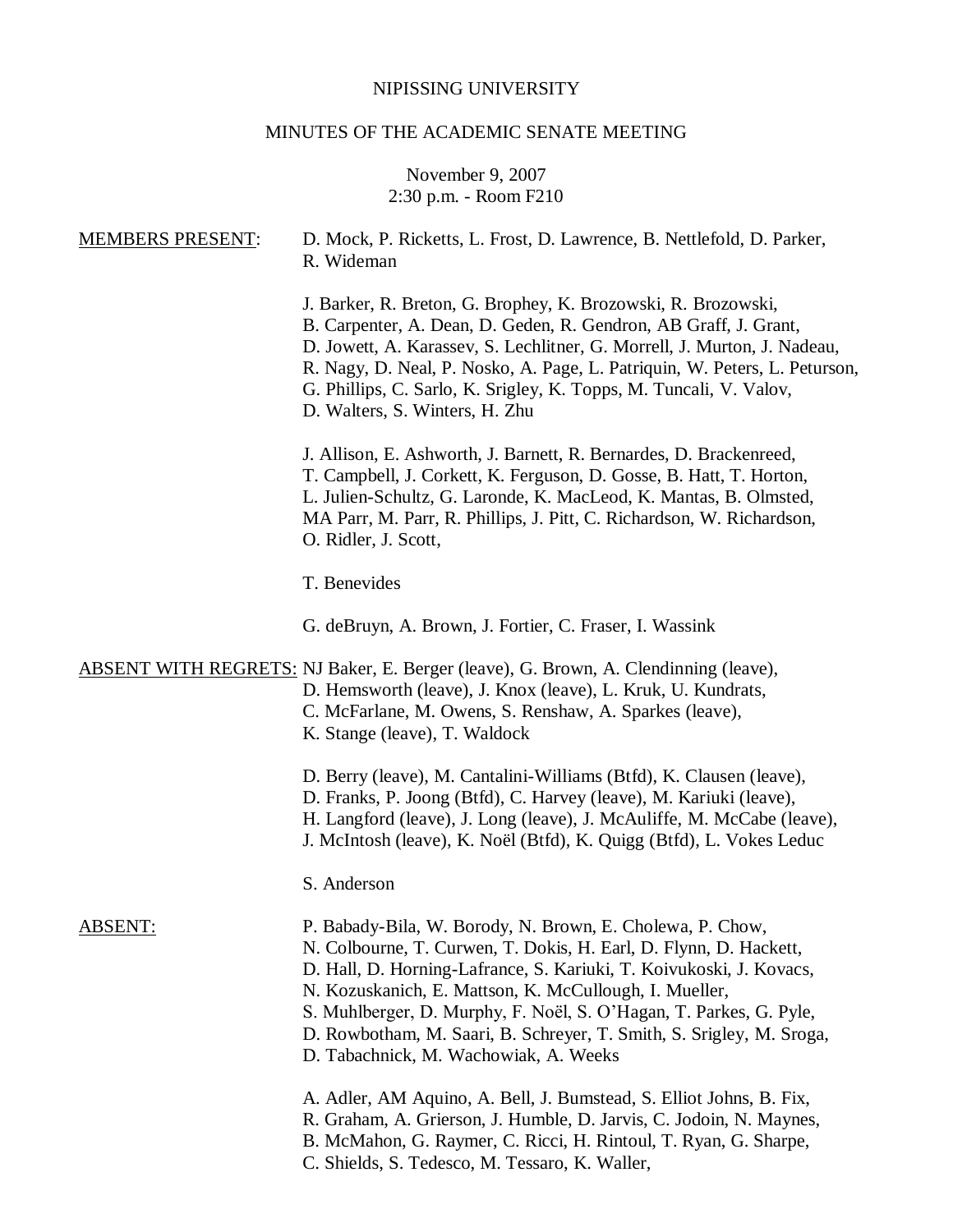NIPISSING UNIVERSITY

MINUTES OF THE ACADEMIC SENATE MEETING

November 9, 2007
2:30 p.m. - Room F210

MEMBERS PRESENT:

D. Mock, P. Ricketts, L. Frost, D. Lawrence, B. Nettlefold, D. Parker, R. Wideman

J. Barker, R. Breton, G. Brophey, K. Brozowski, R. Brozowski, B. Carpenter, A. Dean, D. Geden, R. Gendron, AB Graff, J. Grant, D. Jowett, A. Karassev, S. Lechlitner, G. Morrell, J. Murton, J. Nadeau, R. Nagy, D. Neal, P. Nosko, A. Page, L. Patriquin, W. Peters, L. Peturson, G. Phillips, C. Sarlo, K. Srigley, K. Topps, M. Tuncali, V. Valov, D. Walters, S. Winters, H. Zhu

J. Allison, E. Ashworth, J. Barnett, R. Bernardes, D. Brackenreed, T. Campbell, J. Corkett, K. Ferguson, D. Gosse, B. Hatt, T. Horton, L. Julien-Schultz, G. Laronde, K. MacLeod, K. Mantas, B. Olmsted, MA Parr, M. Parr, R. Phillips, J. Pitt, C. Richardson, W. Richardson, O. Ridler, J. Scott,

T. Benevides

G. deBruyn, A. Brown, J. Fortier, C. Fraser, I. Wassink

ABSENT WITH REGRETS:

NJ Baker, E. Berger (leave), G. Brown, A. Clendinning (leave), D. Hemsworth (leave), J. Knox (leave), L. Kruk, U. Kundrats, C. McFarlane, M. Owens, S. Renshaw, A. Sparkes (leave), K. Stange (leave), T. Waldock

D. Berry (leave), M. Cantalini-Williams (Btfd), K. Clausen (leave), D. Franks, P. Joong (Btfd), C. Harvey (leave), M. Kariuki (leave), H. Langford (leave), J. Long (leave), J. McAuliffe, M. McCabe (leave), J. McIntosh (leave), K. Noël (Btfd), K. Quigg (Btfd), L. Vokes Leduc

S. Anderson

ABSENT:

P. Babady-Bila, W. Borody, N. Brown, E. Cholewa, P. Chow, N. Colbourne, T. Curwen, T. Dokis, H. Earl, D. Flynn, D. Hackett, D. Hall, D. Horning-Lafrance, S. Kariuki, T. Koivukoski, J. Kovacs, N. Kozuskanich, E. Mattson, K. McCullough, I. Mueller, S. Muhlberger, D. Murphy, F. Noël, S. O'Hagan, T. Parkes, G. Pyle, D. Rowbotham, M. Saari, B. Schreyer, T. Smith, S. Srigley, M. Sroga, D. Tabachnick, M. Wachowiak, A. Weeks

A. Adler, AM Aquino, A. Bell, J. Bumstead, S. Elliot Johns, B. Fix, R. Graham, A. Grierson, J. Humble, D. Jarvis, C. Jodoin, N. Maynes, B. McMahon, G. Raymer, C. Ricci, H. Rintoul, T. Ryan, G. Sharpe, C. Shields, S. Tedesco, M. Tessaro, K. Waller,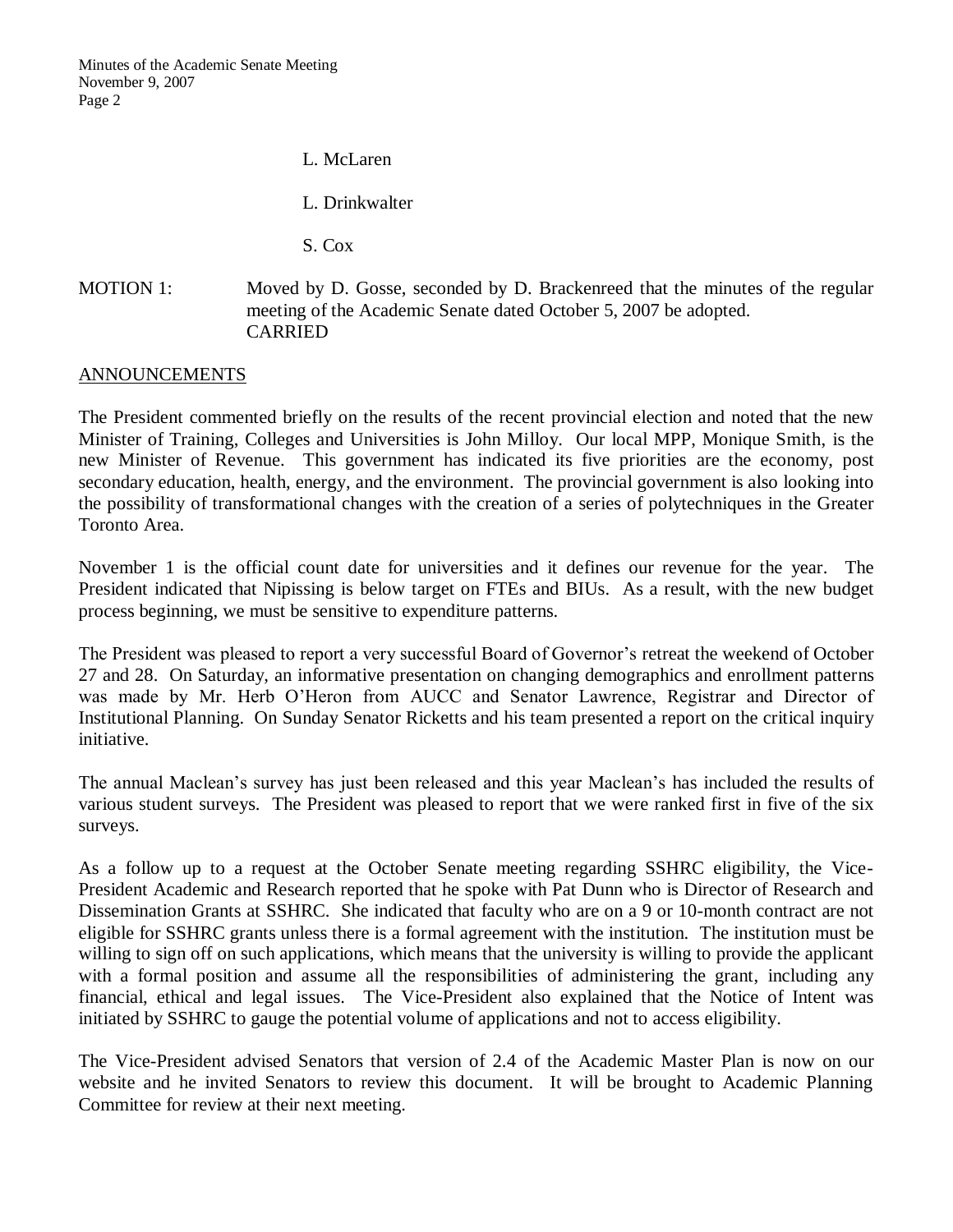L. McLaren

L. Drinkwalter

S. Cox

MOTION 1: Moved by D. Gosse, seconded by D. Brackenreed that the minutes of the regular meeting of the Academic Senate dated October 5, 2007 be adopted.
CARRIED

## ANNOUNCEMENTS

The President commented briefly on the results of the recent provincial election and noted that the new Minister of Training, Colleges and Universities is John Milloy. Our local MPP, Monique Smith, is the new Minister of Revenue. This government has indicated its five priorities are the economy, post secondary education, health, energy, and the environment. The provincial government is also looking into the possibility of transformational changes with the creation of a series of polytechniques in the Greater Toronto Area.

November 1 is the official count date for universities and it defines our revenue for the year. The President indicated that Nipissing is below target on FTEs and BIUs. As a result, with the new budget process beginning, we must be sensitive to expenditure patterns.

The President was pleased to report a very successful Board of Governor's retreat the weekend of October 27 and 28. On Saturday, an informative presentation on changing demographics and enrollment patterns was made by Mr. Herb O'Heron from AUCC and Senator Lawrence, Registrar and Director of Institutional Planning. On Sunday Senator Ricketts and his team presented a report on the critical inquiry initiative.

The annual Maclean's survey has just been released and this year Maclean's has included the results of various student surveys. The President was pleased to report that we were ranked first in five of the six surveys.

As a follow up to a request at the October Senate meeting regarding SSHRC eligibility, the Vice-President Academic and Research reported that he spoke with Pat Dunn who is Director of Research and Dissemination Grants at SSHRC. She indicated that faculty who are on a 9 or 10-month contract are not eligible for SSHRC grants unless there is a formal agreement with the institution. The institution must be willing to sign off on such applications, which means that the university is willing to provide the applicant with a formal position and assume all the responsibilities of administering the grant, including any financial, ethical and legal issues. The Vice-President also explained that the Notice of Intent was initiated by SSHRC to gauge the potential volume of applications and not to access eligibility.

The Vice-President advised Senators that version of 2.4 of the Academic Master Plan is now on our website and he invited Senators to review this document. It will be brought to Academic Planning Committee for review at their next meeting.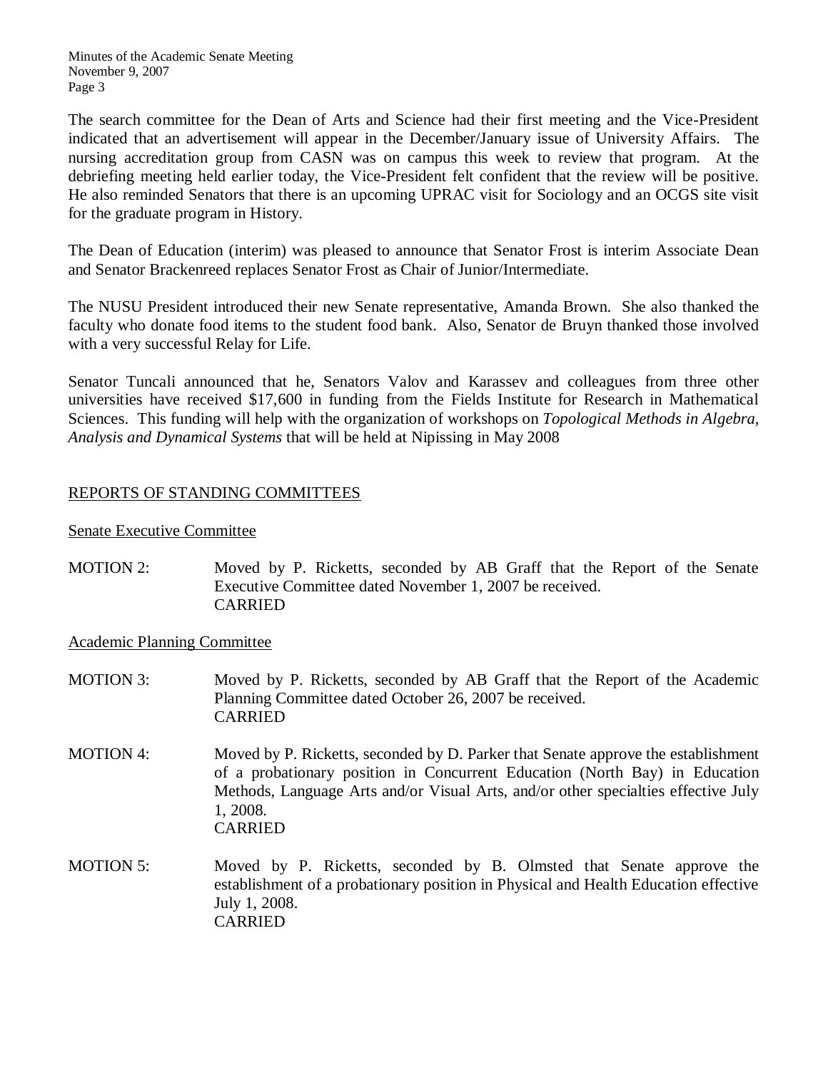The search committee for the Dean of Arts and Science had their first meeting and the Vice-President indicated that an advertisement will appear in the December/January issue of University Affairs. The nursing accreditation group from CASN was on campus this week to review that program. At the debriefing meeting held earlier today, the Vice-President felt confident that the review will be positive. He also reminded Senators that there is an upcoming UPRAC visit for Sociology and an OCGS site visit for the graduate program in History.

The Dean of Education (interim) was pleased to announce that Senator Frost is interim Associate Dean and Senator Brackenreed replaces Senator Frost as Chair of Junior/Intermediate.

The NUSU President introduced their new Senate representative, Amanda Brown. She also thanked the faculty who donate food items to the student food bank. Also, Senator de Bruyn thanked those involved with a very successful Relay for Life.

Senator Tuncali announced that he, Senators Valov and Karassev and colleagues from three other universities have received $17,600 in funding from the Fields Institute for Research in Mathematical Sciences. This funding will help with the organization of workshops on *Topological Methods in Algebra, Analysis and Dynamical Systems* that will be held at Nipissing in May 2008

## REPORTS OF STANDING COMMITTEES

### Senate Executive Committee

MOTION 2: Moved by P. Ricketts, seconded by AB Graff that the Report of the Senate Executive Committee dated November 1, 2007 be received.
CARRIED

### Academic Planning Committee

MOTION 3: Moved by P. Ricketts, seconded by AB Graff that the Report of the Academic Planning Committee dated October 26, 2007 be received.
CARRIED

MOTION 4: Moved by P. Ricketts, seconded by D. Parker that Senate approve the establishment of a probationary position in Concurrent Education (North Bay) in Education Methods, Language Arts and/or Visual Arts, and/or other specialties effective July 1, 2008.
CARRIED

MOTION 5: Moved by P. Ricketts, seconded by B. Olmsted that Senate approve the establishment of a probationary position in Physical and Health Education effective July 1, 2008.
CARRIED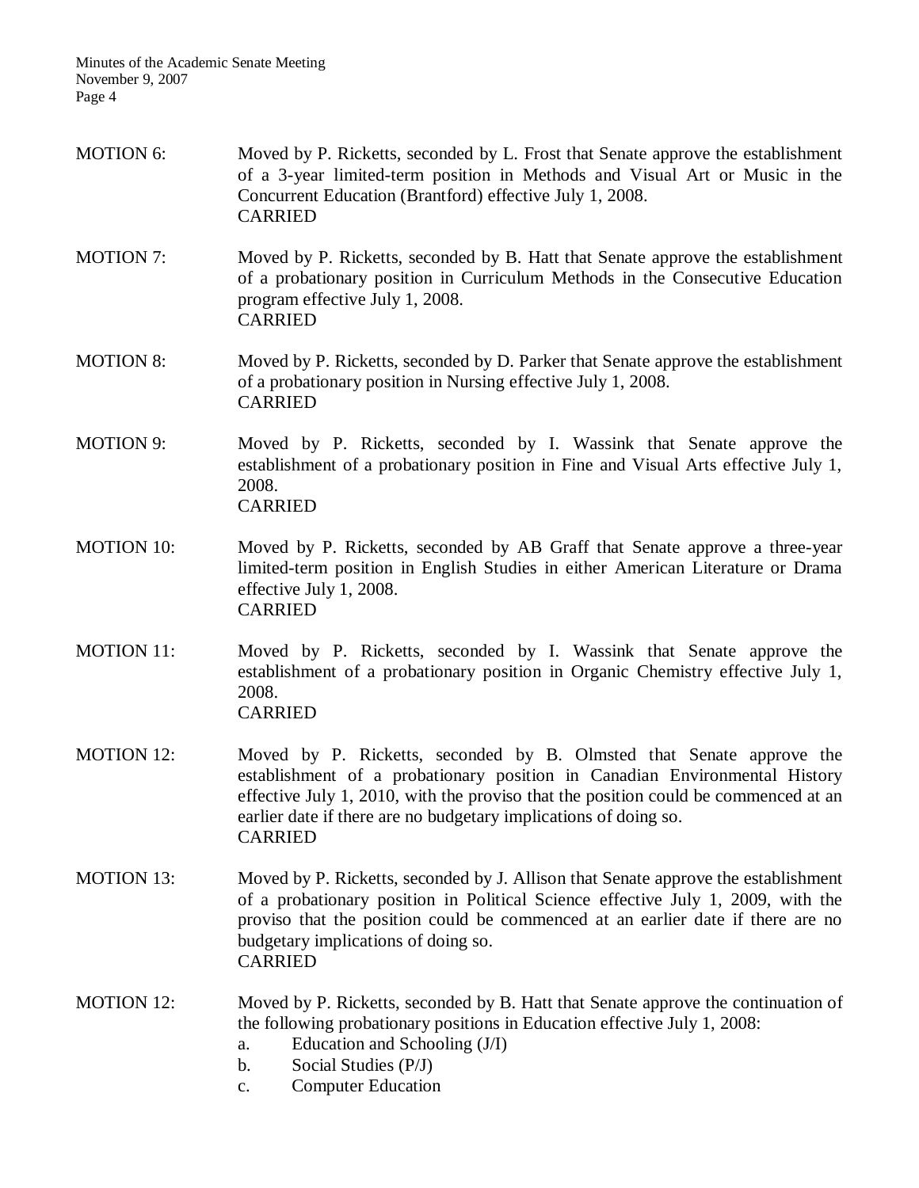MOTION 6: Moved by P. Ricketts, seconded by L. Frost that Senate approve the establishment of a 3-year limited-term position in Methods and Visual Art or Music in the Concurrent Education (Brantford) effective July 1, 2008.
CARRIED

MOTION 7: Moved by P. Ricketts, seconded by B. Hatt that Senate approve the establishment of a probationary position in Curriculum Methods in the Consecutive Education program effective July 1, 2008.
CARRIED

MOTION 8: Moved by P. Ricketts, seconded by D. Parker that Senate approve the establishment of a probationary position in Nursing effective July 1, 2008.
CARRIED

MOTION 9: Moved by P. Ricketts, seconded by I. Wassink that Senate approve the establishment of a probationary position in Fine and Visual Arts effective July 1, 2008.
CARRIED

MOTION 10: Moved by P. Ricketts, seconded by AB Graff that Senate approve a three-year limited-term position in English Studies in either American Literature or Drama effective July 1, 2008.
CARRIED

MOTION 11: Moved by P. Ricketts, seconded by I. Wassink that Senate approve the establishment of a probationary position in Organic Chemistry effective July 1, 2008.
CARRIED

MOTION 12: Moved by P. Ricketts, seconded by B. Olmsted that Senate approve the establishment of a probationary position in Canadian Environmental History effective July 1, 2010, with the proviso that the position could be commenced at an earlier date if there are no budgetary implications of doing so.
CARRIED

MOTION 13: Moved by P. Ricketts, seconded by J. Allison that Senate approve the establishment of a probationary position in Political Science effective July 1, 2009, with the proviso that the position could be commenced at an earlier date if there are no budgetary implications of doing so.
CARRIED

MOTION 12: Moved by P. Ricketts, seconded by B. Hatt that Senate approve the continuation of the following probationary positions in Education effective July 1, 2008:

a. Education and Schooling (J/I)
b. Social Studies (P/J)
c. Computer Education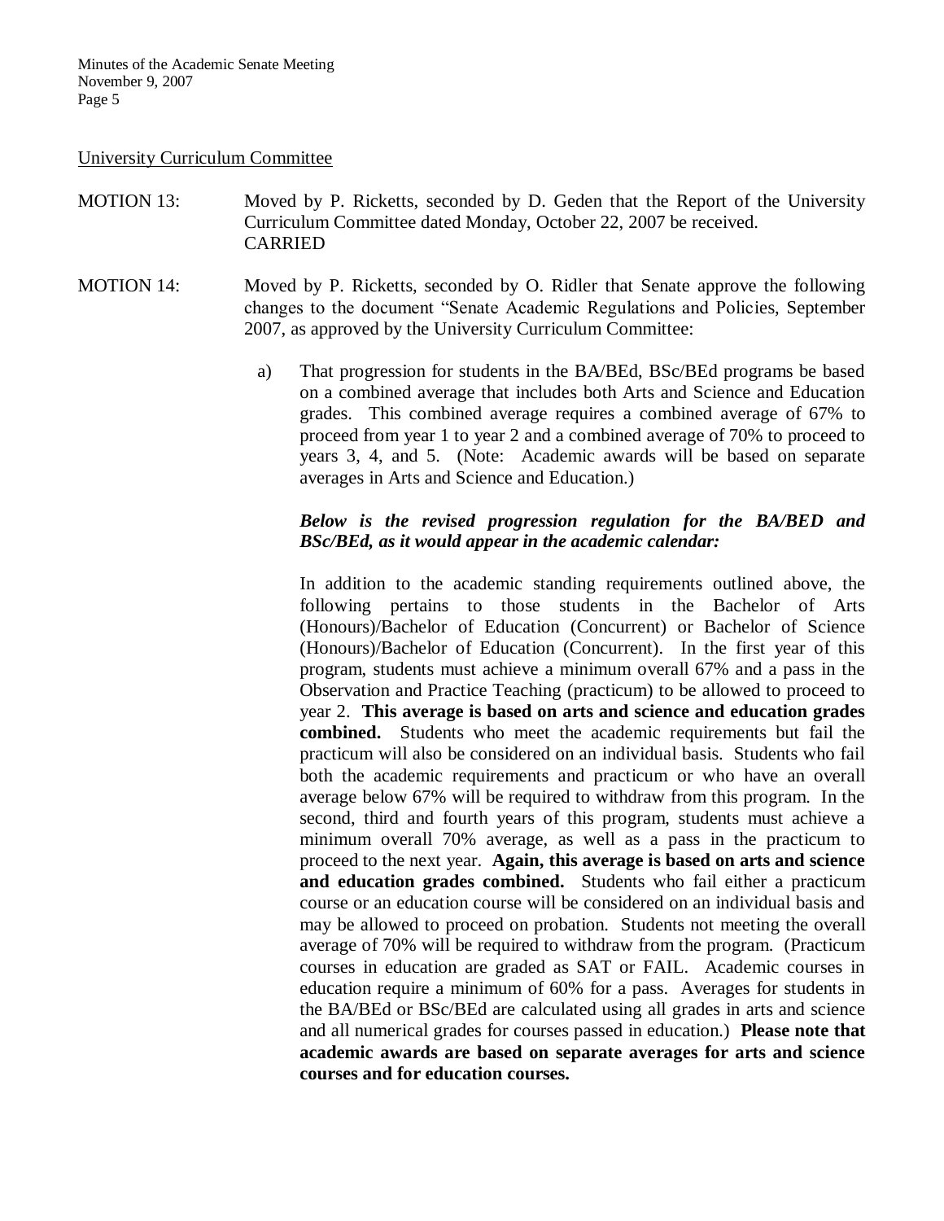University Curriculum Committee

MOTION 13: Moved by P. Ricketts, seconded by D. Geden that the Report of the University Curriculum Committee dated Monday, October 22, 2007 be received.
CARRIED

MOTION 14: Moved by P. Ricketts, seconded by O. Ridler that Senate approve the following changes to the document "Senate Academic Regulations and Policies, September 2007, as approved by the University Curriculum Committee:

a) That progression for students in the BA/BEd, BSc/BEd programs be based on a combined average that includes both Arts and Science and Education grades. This combined average requires a combined average of 67% to proceed from year 1 to year 2 and a combined average of 70% to proceed to years 3, 4, and 5. (Note: Academic awards will be based on separate averages in Arts and Science and Education.)

***Below is the revised progression regulation for the BA/BED and BSc/BEd, as it would appear in the academic calendar:***

In addition to the academic standing requirements outlined above, the following pertains to those students in the Bachelor of Arts (Honours)/Bachelor of Education (Concurrent) or Bachelor of Science (Honours)/Bachelor of Education (Concurrent). In the first year of this program, students must achieve a minimum overall 67% and a pass in the Observation and Practice Teaching (practicum) to be allowed to proceed to year 2. **This average is based on arts and science and education grades combined.** Students who meet the academic requirements but fail the practicum will also be considered on an individual basis. Students who fail both the academic requirements and practicum or who have an overall average below 67% will be required to withdraw from this program. In the second, third and fourth years of this program, students must achieve a minimum overall 70% average, as well as a pass in the practicum to proceed to the next year. **Again, this average is based on arts and science and education grades combined.** Students who fail either a practicum course or an education course will be considered on an individual basis and may be allowed to proceed on probation. Students not meeting the overall average of 70% will be required to withdraw from the program. (Practicum courses in education are graded as SAT or FAIL. Academic courses in education require a minimum of 60% for a pass. Averages for students in the BA/BEd or BSc/BEd are calculated using all grades in arts and science and all numerical grades for courses passed in education.) **Please note that academic awards are based on separate averages for arts and science courses and for education courses.**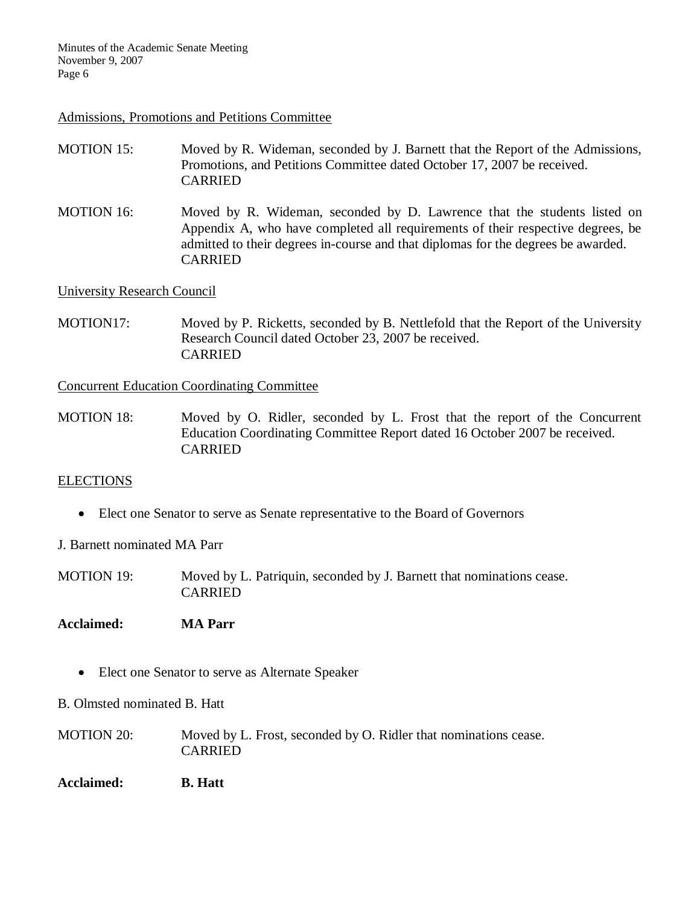Admissions, Promotions and Petitions Committee

MOTION 15: Moved by R. Wideman, seconded by J. Barnett that the Report of the Admissions, Promotions, and Petitions Committee dated October 17, 2007 be received.
CARRIED

MOTION 16: Moved by R. Wideman, seconded by D. Lawrence that the students listed on Appendix A, who have completed all requirements of their respective degrees, be admitted to their degrees in-course and that diplomas for the degrees be awarded.
CARRIED

University Research Council

MOTION17: Moved by P. Ricketts, seconded by B. Nettlefold that the Report of the University Research Council dated October 23, 2007 be received.
CARRIED

Concurrent Education Coordinating Committee

MOTION 18: Moved by O. Ridler, seconded by L. Frost that the report of the Concurrent Education Coordinating Committee Report dated 16 October 2007 be received.
CARRIED

ELECTIONS

- Elect one Senator to serve as Senate representative to the Board of Governors

J. Barnett nominated MA Parr

MOTION 19: Moved by L. Patriquin, seconded by J. Barnett that nominations cease.
CARRIED

**Acclaimed: MA Parr**

- Elect one Senator to serve as Alternate Speaker

B. Olmsted nominated B. Hatt

MOTION 20: Moved by L. Frost, seconded by O. Ridler that nominations cease.
CARRIED

**Acclaimed: B. Hatt**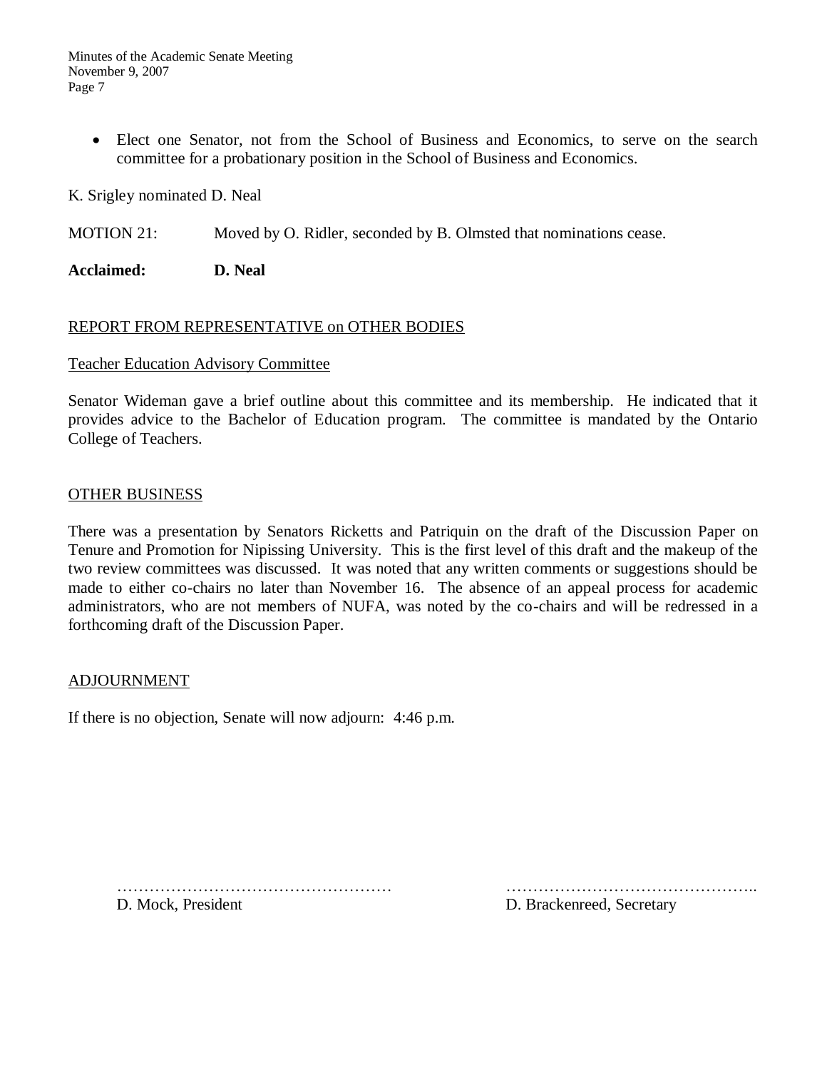- Elect one Senator, not from the School of Business and Economics, to serve on the search committee for a probationary position in the School of Business and Economics.

K. Srigley nominated D. Neal

MOTION 21: Moved by O. Ridler, seconded by B. Olmsted that nominations cease.

**Acclaimed: D. Neal**

## REPORT FROM REPRESENTATIVE on OTHER BODIES

### Teacher Education Advisory Committee

Senator Wideman gave a brief outline about this committee and its membership. He indicated that it provides advice to the Bachelor of Education program. The committee is mandated by the Ontario College of Teachers.

## OTHER BUSINESS

There was a presentation by Senators Ricketts and Patriquin on the draft of the Discussion Paper on Tenure and Promotion for Nipissing University. This is the first level of this draft and the makeup of the two review committees was discussed. It was noted that any written comments or suggestions should be made to either co-chairs no later than November 16. The absence of an appeal process for academic administrators, who are not members of NUFA, was noted by the co-chairs and will be redressed in a forthcoming draft of the Discussion Paper.

## ADJOURNMENT

If there is no objection, Senate will now adjourn: 4:46 p.m.

……………………………………………
D. Mock, President

………………………………………..
D. Brackenreed, Secretary